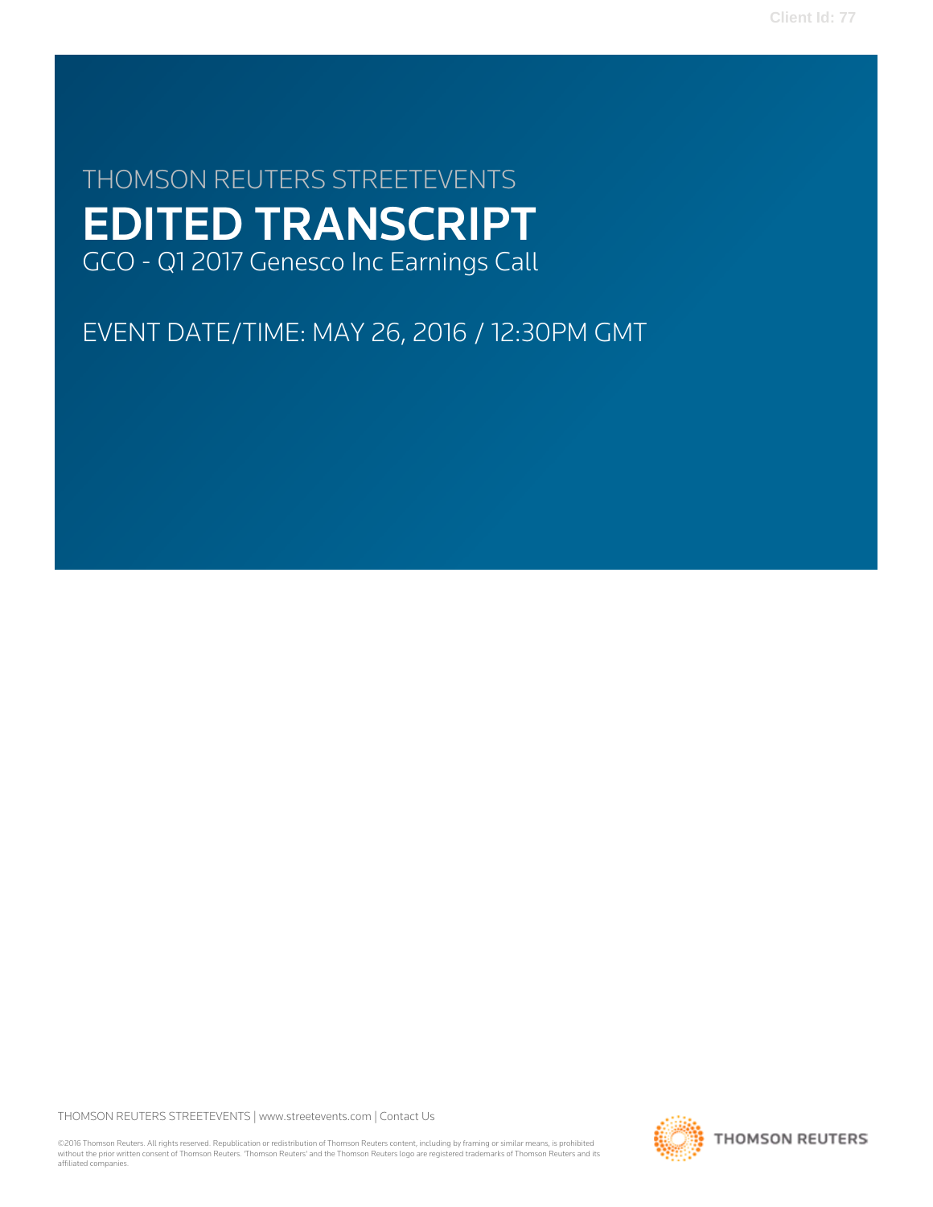Client Id: 77

THOMSON REUTERS STREETEVENTS

# EDITED TRANSCRIPT

GCO - Q1 2017 Genesco Inc Earnings Call

EVENT DATE/TIME: MAY 26, 2016 / 12:30PM GMT

THOMSON REUTERS STREETEVENTS | www.streetevents.com | Contact Us

©2016 Thomson Reuters. All rights reserved. Republication or redistribution of Thomson Reuters content, including by framing or similar means, is prohibited without the prior written consent of Thomson Reuters. 'Thomson Reuters' and the Thomson Reuters logo are registered trademarks of Thomson Reuters and its affiliated companies.

THOMSON REUTERS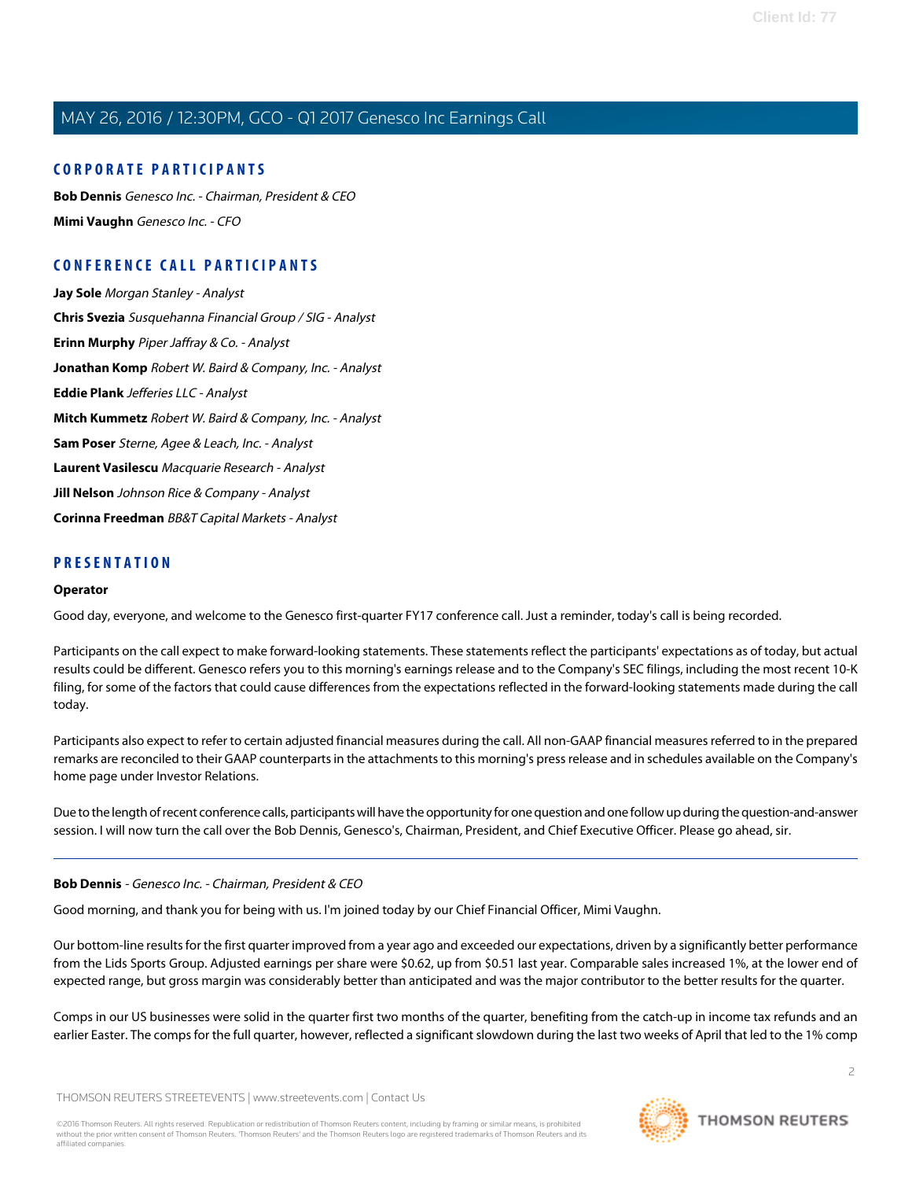## CORPORATE PARTICIPANTS

**Bob Dennis** *Genesco Inc. - Chairman, President & CEO*

**Mimi Vaughn** *Genesco Inc. - CFO*

## CONFERENCE CALL PARTICIPANTS

**Jay Sole** *Morgan Stanley - Analyst*

**Chris Svezia** *Susquehanna Financial Group / SIG - Analyst*

**Erinn Murphy** *Piper Jaffray & Co. - Analyst*

**Jonathan Komp** *Robert W. Baird & Company, Inc. - Analyst*

**Eddie Plank** *Jefferies LLC - Analyst*

**Mitch Kummetz** *Robert W. Baird & Company, Inc. - Analyst*

**Sam Poser** *Sterne, Agee & Leach, Inc. - Analyst*

**Laurent Vasilescu** *Macquarie Research - Analyst*

**Jill Nelson** *Johnson Rice & Company - Analyst*

**Corinna Freedman** *BB&T Capital Markets - Analyst*

## PRESENTATION

**Operator**

Good day, everyone, and welcome to the Genesco first-quarter FY17 conference call. Just a reminder, today's call is being recorded.

Participants on the call expect to make forward-looking statements. These statements reflect the participants' expectations as of today, but actual results could be different. Genesco refers you to this morning's earnings release and to the Company's SEC filings, including the most recent 10-K filing, for some of the factors that could cause differences from the expectations reflected in the forward-looking statements made during the call today.

Participants also expect to refer to certain adjusted financial measures during the call. All non-GAAP financial measures referred to in the prepared remarks are reconciled to their GAAP counterparts in the attachments to this morning's press release and in schedules available on the Company's home page under Investor Relations.

Due to the length of recent conference calls, participants will have the opportunity for one question and one follow up during the question-and-answer session. I will now turn the call over the Bob Dennis, Genesco's, Chairman, President, and Chief Executive Officer. Please go ahead, sir.

---

**Bob Dennis** - *Genesco Inc. - Chairman, President & CEO*

Good morning, and thank you for being with us. I'm joined today by our Chief Financial Officer, Mimi Vaughn.

Our bottom-line results for the first quarter improved from a year ago and exceeded our expectations, driven by a significantly better performance from the Lids Sports Group. Adjusted earnings per share were $0.62, up from $0.51 last year. Comparable sales increased 1%, at the lower end of expected range, but gross margin was considerably better than anticipated and was the major contributor to the better results for the quarter.

Comps in our US businesses were solid in the quarter first two months of the quarter, benefiting from the catch-up in income tax refunds and an earlier Easter. The comps for the full quarter, however, reflected a significant slowdown during the last two weeks of April that led to the 1% comp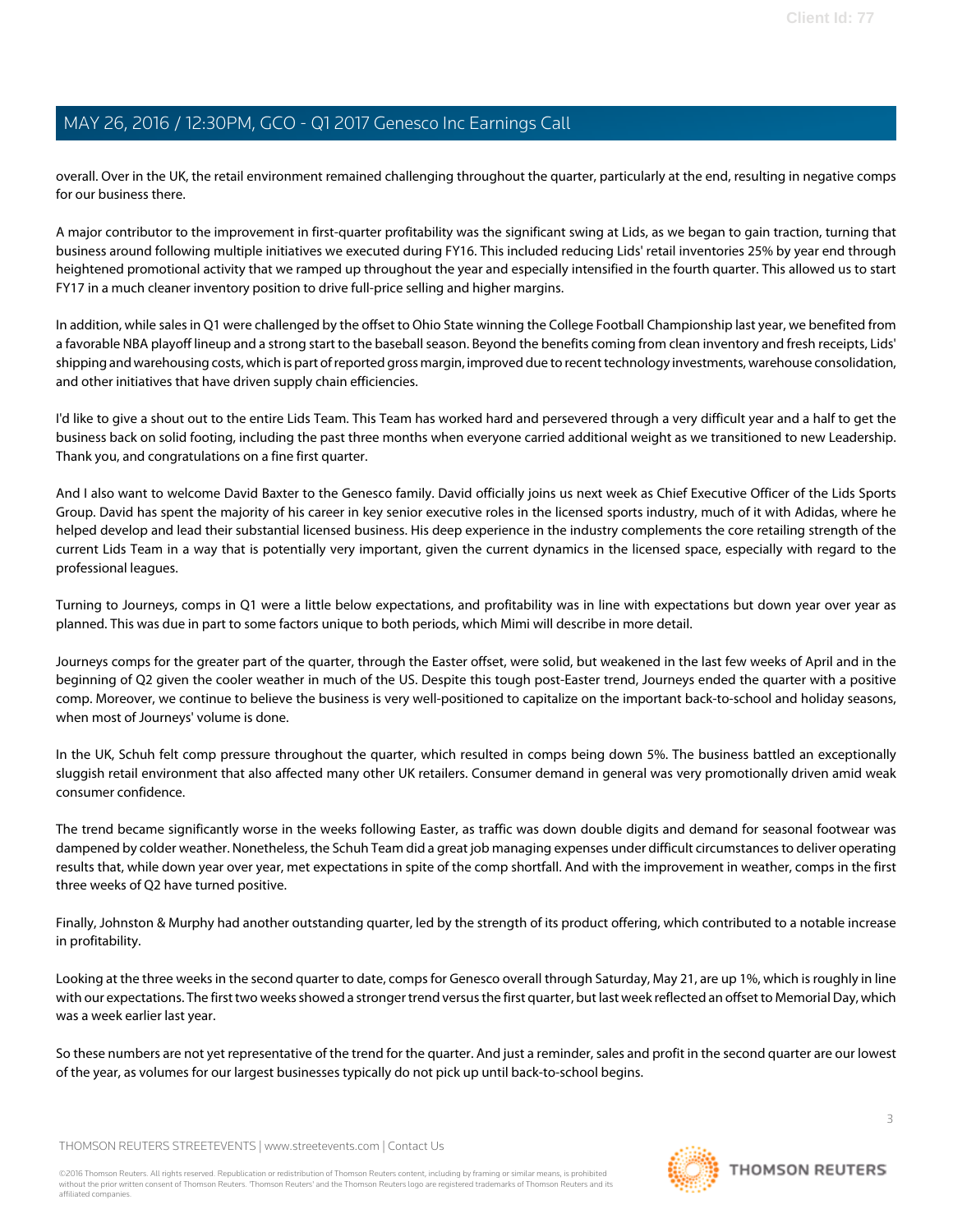overall. Over in the UK, the retail environment remained challenging throughout the quarter, particularly at the end, resulting in negative comps for our business there.

A major contributor to the improvement in first-quarter profitability was the significant swing at Lids, as we began to gain traction, turning that business around following multiple initiatives we executed during FY16. This included reducing Lids' retail inventories 25% by year end through heightened promotional activity that we ramped up throughout the year and especially intensified in the fourth quarter. This allowed us to start FY17 in a much cleaner inventory position to drive full-price selling and higher margins.

In addition, while sales in Q1 were challenged by the offset to Ohio State winning the College Football Championship last year, we benefited from a favorable NBA playoff lineup and a strong start to the baseball season. Beyond the benefits coming from clean inventory and fresh receipts, Lids' shipping and warehousing costs, which is part of reported gross margin, improved due to recent technology investments, warehouse consolidation, and other initiatives that have driven supply chain efficiencies.

I'd like to give a shout out to the entire Lids Team. This Team has worked hard and persevered through a very difficult year and a half to get the business back on solid footing, including the past three months when everyone carried additional weight as we transitioned to new Leadership. Thank you, and congratulations on a fine first quarter.

And I also want to welcome David Baxter to the Genesco family. David officially joins us next week as Chief Executive Officer of the Lids Sports Group. David has spent the majority of his career in key senior executive roles in the licensed sports industry, much of it with Adidas, where he helped develop and lead their substantial licensed business. His deep experience in the industry complements the core retailing strength of the current Lids Team in a way that is potentially very important, given the current dynamics in the licensed space, especially with regard to the professional leagues.

Turning to Journeys, comps in Q1 were a little below expectations, and profitability was in line with expectations but down year over year as planned. This was due in part to some factors unique to both periods, which Mimi will describe in more detail.

Journeys comps for the greater part of the quarter, through the Easter offset, were solid, but weakened in the last few weeks of April and in the beginning of Q2 given the cooler weather in much of the US. Despite this tough post-Easter trend, Journeys ended the quarter with a positive comp. Moreover, we continue to believe the business is very well-positioned to capitalize on the important back-to-school and holiday seasons, when most of Journeys' volume is done.

In the UK, Schuh felt comp pressure throughout the quarter, which resulted in comps being down 5%. The business battled an exceptionally sluggish retail environment that also affected many other UK retailers. Consumer demand in general was very promotionally driven amid weak consumer confidence.

The trend became significantly worse in the weeks following Easter, as traffic was down double digits and demand for seasonal footwear was dampened by colder weather. Nonetheless, the Schuh Team did a great job managing expenses under difficult circumstances to deliver operating results that, while down year over year, met expectations in spite of the comp shortfall. And with the improvement in weather, comps in the first three weeks of Q2 have turned positive.

Finally, Johnston & Murphy had another outstanding quarter, led by the strength of its product offering, which contributed to a notable increase in profitability.

Looking at the three weeks in the second quarter to date, comps for Genesco overall through Saturday, May 21, are up 1%, which is roughly in line with our expectations. The first two weeks showed a stronger trend versus the first quarter, but last week reflected an offset to Memorial Day, which was a week earlier last year.

So these numbers are not yet representative of the trend for the quarter. And just a reminder, sales and profit in the second quarter are our lowest of the year, as volumes for our largest businesses typically do not pick up until back-to-school begins.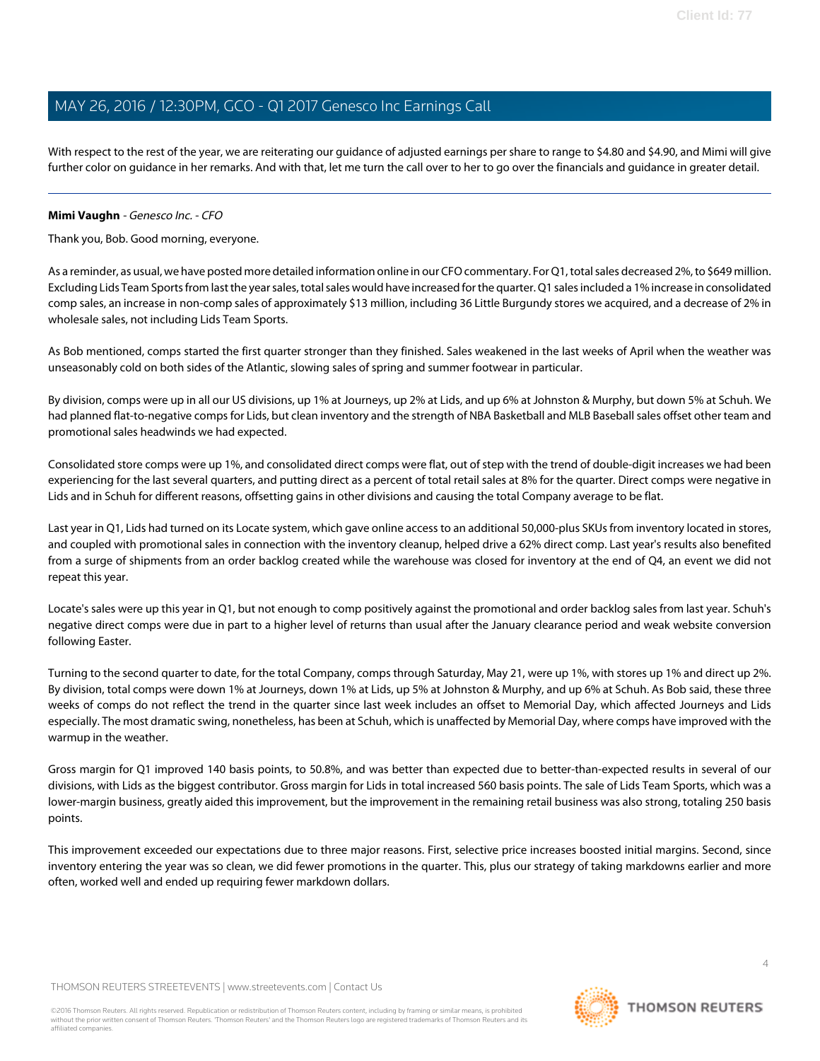With respect to the rest of the year, we are reiterating our guidance of adjusted earnings per share to range to $4.80 and $4.90, and Mimi will give further color on guidance in her remarks. And with that, let me turn the call over to her to go over the financials and guidance in greater detail.

---

**Mimi Vaughn** - *Genesco Inc. - CFO*

Thank you, Bob. Good morning, everyone.

As a reminder, as usual, we have posted more detailed information online in our CFO commentary. For Q1, total sales decreased 2%, to $649 million. Excluding Lids Team Sports from last the year sales, total sales would have increased for the quarter. Q1 sales included a 1% increase in consolidated comp sales, an increase in non-comp sales of approximately $13 million, including 36 Little Burgundy stores we acquired, and a decrease of 2% in wholesale sales, not including Lids Team Sports.

As Bob mentioned, comps started the first quarter stronger than they finished. Sales weakened in the last weeks of April when the weather was unseasonably cold on both sides of the Atlantic, slowing sales of spring and summer footwear in particular.

By division, comps were up in all our US divisions, up 1% at Journeys, up 2% at Lids, and up 6% at Johnston & Murphy, but down 5% at Schuh. We had planned flat-to-negative comps for Lids, but clean inventory and the strength of NBA Basketball and MLB Baseball sales offset other team and promotional sales headwinds we had expected.

Consolidated store comps were up 1%, and consolidated direct comps were flat, out of step with the trend of double-digit increases we had been experiencing for the last several quarters, and putting direct as a percent of total retail sales at 8% for the quarter. Direct comps were negative in Lids and in Schuh for different reasons, offsetting gains in other divisions and causing the total Company average to be flat.

Last year in Q1, Lids had turned on its Locate system, which gave online access to an additional 50,000-plus SKUs from inventory located in stores, and coupled with promotional sales in connection with the inventory cleanup, helped drive a 62% direct comp. Last year's results also benefited from a surge of shipments from an order backlog created while the warehouse was closed for inventory at the end of Q4, an event we did not repeat this year.

Locate's sales were up this year in Q1, but not enough to comp positively against the promotional and order backlog sales from last year. Schuh's negative direct comps were due in part to a higher level of returns than usual after the January clearance period and weak website conversion following Easter.

Turning to the second quarter to date, for the total Company, comps through Saturday, May 21, were up 1%, with stores up 1% and direct up 2%. By division, total comps were down 1% at Journeys, down 1% at Lids, up 5% at Johnston & Murphy, and up 6% at Schuh. As Bob said, these three weeks of comps do not reflect the trend in the quarter since last week includes an offset to Memorial Day, which affected Journeys and Lids especially. The most dramatic swing, nonetheless, has been at Schuh, which is unaffected by Memorial Day, where comps have improved with the warmup in the weather.

Gross margin for Q1 improved 140 basis points, to 50.8%, and was better than expected due to better-than-expected results in several of our divisions, with Lids as the biggest contributor. Gross margin for Lids in total increased 560 basis points. The sale of Lids Team Sports, which was a lower-margin business, greatly aided this improvement, but the improvement in the remaining retail business was also strong, totaling 250 basis points.

This improvement exceeded our expectations due to three major reasons. First, selective price increases boosted initial margins. Second, since inventory entering the year was so clean, we did fewer promotions in the quarter. This, plus our strategy of taking markdowns earlier and more often, worked well and ended up requiring fewer markdown dollars.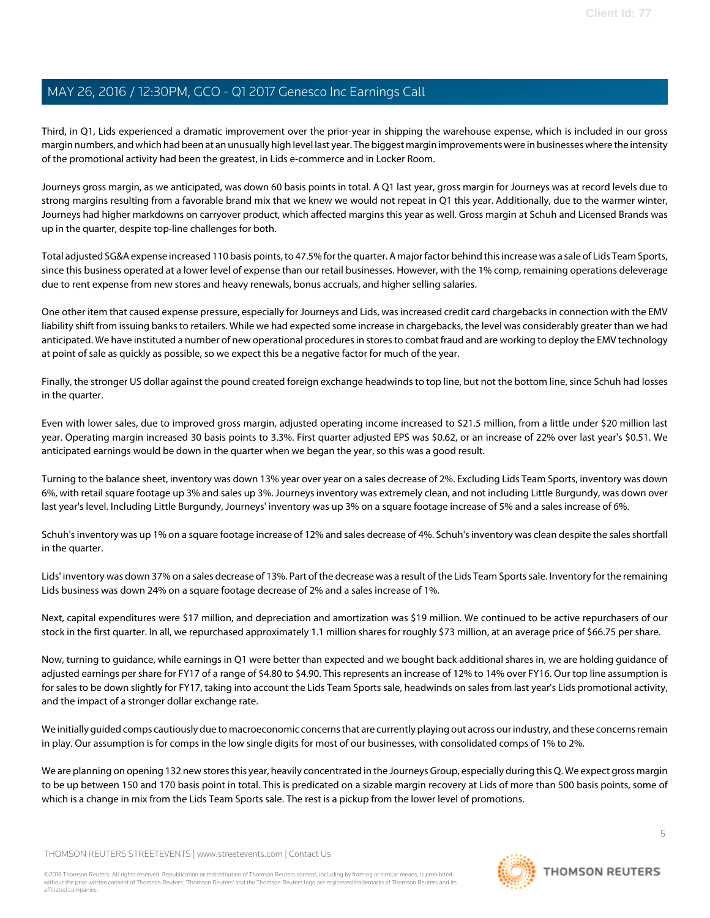Third, in Q1, Lids experienced a dramatic improvement over the prior-year in shipping the warehouse expense, which is included in our gross margin numbers, and which had been at an unusually high level last year. The biggest margin improvements were in businesses where the intensity of the promotional activity had been the greatest, in Lids e-commerce and in Locker Room.

Journeys gross margin, as we anticipated, was down 60 basis points in total. A Q1 last year, gross margin for Journeys was at record levels due to strong margins resulting from a favorable brand mix that we knew we would not repeat in Q1 this year. Additionally, due to the warmer winter, Journeys had higher markdowns on carryover product, which affected margins this year as well. Gross margin at Schuh and Licensed Brands was up in the quarter, despite top-line challenges for both.

Total adjusted SG&A expense increased 110 basis points, to 47.5% for the quarter. A major factor behind this increase was a sale of Lids Team Sports, since this business operated at a lower level of expense than our retail businesses. However, with the 1% comp, remaining operations deleverage due to rent expense from new stores and heavy renewals, bonus accruals, and higher selling salaries.

One other item that caused expense pressure, especially for Journeys and Lids, was increased credit card chargebacks in connection with the EMV liability shift from issuing banks to retailers. While we had expected some increase in chargebacks, the level was considerably greater than we had anticipated. We have instituted a number of new operational procedures in stores to combat fraud and are working to deploy the EMV technology at point of sale as quickly as possible, so we expect this be a negative factor for much of the year.

Finally, the stronger US dollar against the pound created foreign exchange headwinds to top line, but not the bottom line, since Schuh had losses in the quarter.

Even with lower sales, due to improved gross margin, adjusted operating income increased to $21.5 million, from a little under $20 million last year. Operating margin increased 30 basis points to 3.3%. First quarter adjusted EPS was $0.62, or an increase of 22% over last year's $0.51. We anticipated earnings would be down in the quarter when we began the year, so this was a good result.

Turning to the balance sheet, inventory was down 13% year over year on a sales decrease of 2%. Excluding Lids Team Sports, inventory was down 6%, with retail square footage up 3% and sales up 3%. Journeys inventory was extremely clean, and not including Little Burgundy, was down over last year's level. Including Little Burgundy, Journeys' inventory was up 3% on a square footage increase of 5% and a sales increase of 6%.

Schuh's inventory was up 1% on a square footage increase of 12% and sales decrease of 4%. Schuh's inventory was clean despite the sales shortfall in the quarter.

Lids' inventory was down 37% on a sales decrease of 13%. Part of the decrease was a result of the Lids Team Sports sale. Inventory for the remaining Lids business was down 24% on a square footage decrease of 2% and a sales increase of 1%.

Next, capital expenditures were $17 million, and depreciation and amortization was $19 million. We continued to be active repurchasers of our stock in the first quarter. In all, we repurchased approximately 1.1 million shares for roughly $73 million, at an average price of $66.75 per share.

Now, turning to guidance, while earnings in Q1 were better than expected and we bought back additional shares in, we are holding guidance of adjusted earnings per share for FY17 of a range of $4.80 to $4.90. This represents an increase of 12% to 14% over FY16. Our top line assumption is for sales to be down slightly for FY17, taking into account the Lids Team Sports sale, headwinds on sales from last year's Lids promotional activity, and the impact of a stronger dollar exchange rate.

We initially guided comps cautiously due to macroeconomic concerns that are currently playing out across our industry, and these concerns remain in play. Our assumption is for comps in the low single digits for most of our businesses, with consolidated comps of 1% to 2%.

We are planning on opening 132 new stores this year, heavily concentrated in the Journeys Group, especially during this Q. We expect gross margin to be up between 150 and 170 basis point in total. This is predicated on a sizable margin recovery at Lids of more than 500 basis points, some of which is a change in mix from the Lids Team Sports sale. The rest is a pickup from the lower level of promotions.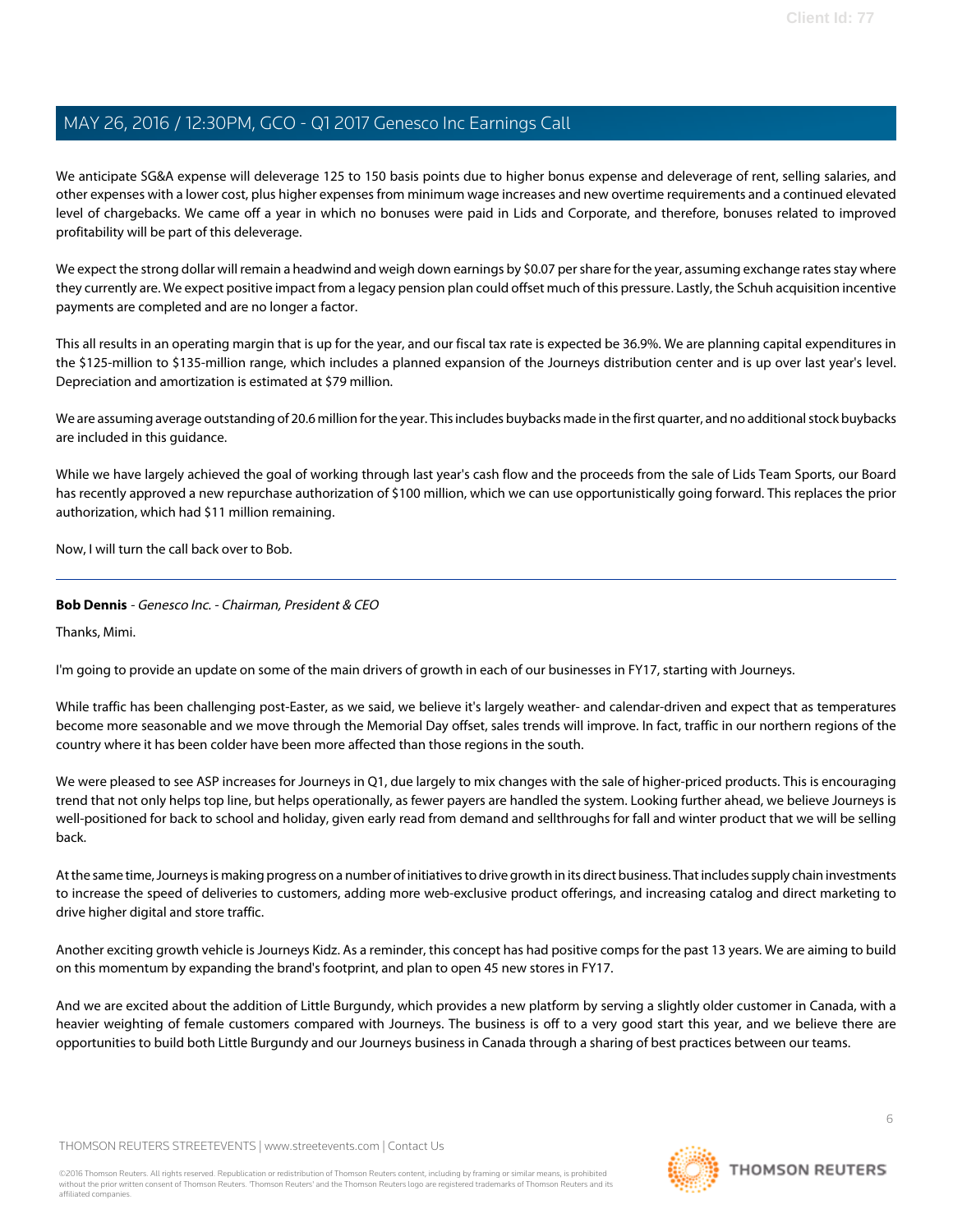We anticipate SG&A expense will deleverage 125 to 150 basis points due to higher bonus expense and deleverage of rent, selling salaries, and other expenses with a lower cost, plus higher expenses from minimum wage increases and new overtime requirements and a continued elevated level of chargebacks. We came off a year in which no bonuses were paid in Lids and Corporate, and therefore, bonuses related to improved profitability will be part of this deleverage.

We expect the strong dollar will remain a headwind and weigh down earnings by $0.07 per share for the year, assuming exchange rates stay where they currently are. We expect positive impact from a legacy pension plan could offset much of this pressure. Lastly, the Schuh acquisition incentive payments are completed and are no longer a factor.

This all results in an operating margin that is up for the year, and our fiscal tax rate is expected be 36.9%. We are planning capital expenditures in the $125-million to $135-million range, which includes a planned expansion of the Journeys distribution center and is up over last year's level. Depreciation and amortization is estimated at $79 million.

We are assuming average outstanding of 20.6 million for the year. This includes buybacks made in the first quarter, and no additional stock buybacks are included in this guidance.

While we have largely achieved the goal of working through last year's cash flow and the proceeds from the sale of Lids Team Sports, our Board has recently approved a new repurchase authorization of $100 million, which we can use opportunistically going forward. This replaces the prior authorization, which had $11 million remaining.

Now, I will turn the call back over to Bob.

---

**Bob Dennis** - *Genesco Inc. - Chairman, President & CEO*

Thanks, Mimi.

I'm going to provide an update on some of the main drivers of growth in each of our businesses in FY17, starting with Journeys.

While traffic has been challenging post-Easter, as we said, we believe it's largely weather- and calendar-driven and expect that as temperatures become more seasonable and we move through the Memorial Day offset, sales trends will improve. In fact, traffic in our northern regions of the country where it has been colder have been more affected than those regions in the south.

We were pleased to see ASP increases for Journeys in Q1, due largely to mix changes with the sale of higher-priced products. This is encouraging trend that not only helps top line, but helps operationally, as fewer payers are handled the system. Looking further ahead, we believe Journeys is well-positioned for back to school and holiday, given early read from demand and sellthroughs for fall and winter product that we will be selling back.

At the same time, Journeys is making progress on a number of initiatives to drive growth in its direct business. That includes supply chain investments to increase the speed of deliveries to customers, adding more web-exclusive product offerings, and increasing catalog and direct marketing to drive higher digital and store traffic.

Another exciting growth vehicle is Journeys Kidz. As a reminder, this concept has had positive comps for the past 13 years. We are aiming to build on this momentum by expanding the brand's footprint, and plan to open 45 new stores in FY17.

And we are excited about the addition of Little Burgundy, which provides a new platform by serving a slightly older customer in Canada, with a heavier weighting of female customers compared with Journeys. The business is off to a very good start this year, and we believe there are opportunities to build both Little Burgundy and our Journeys business in Canada through a sharing of best practices between our teams.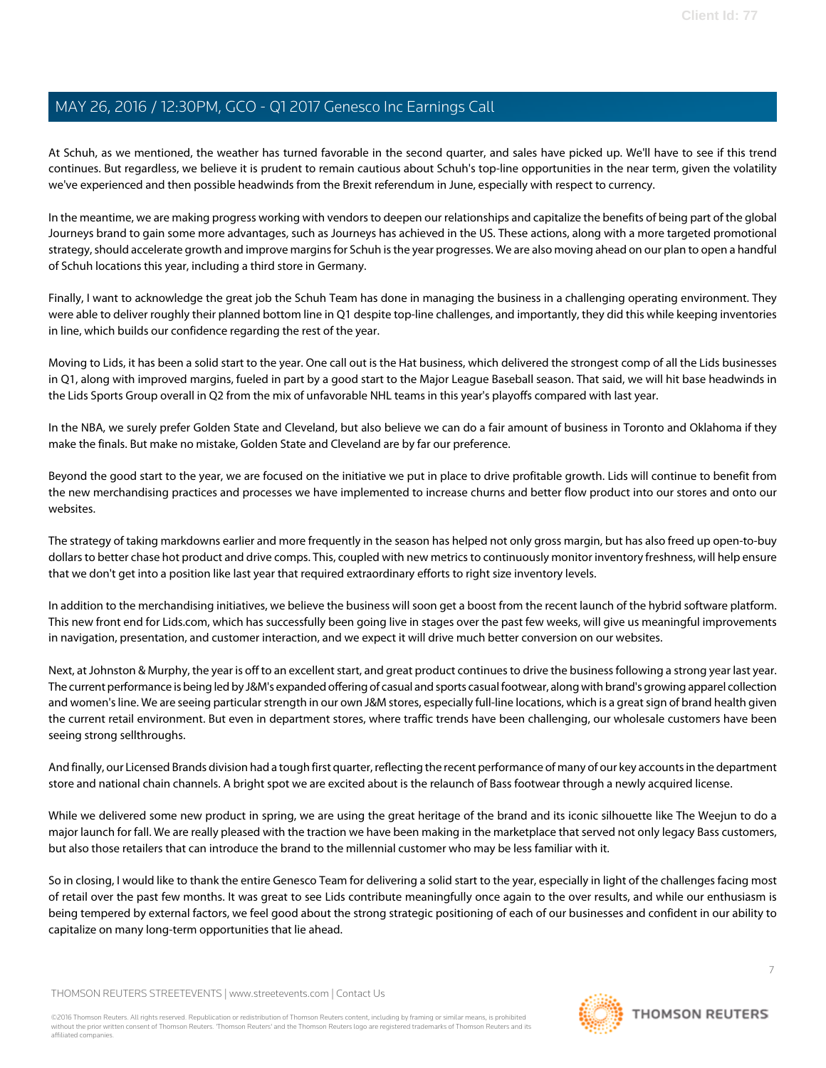At Schuh, as we mentioned, the weather has turned favorable in the second quarter, and sales have picked up. We'll have to see if this trend continues. But regardless, we believe it is prudent to remain cautious about Schuh's top-line opportunities in the near term, given the volatility we've experienced and then possible headwinds from the Brexit referendum in June, especially with respect to currency.

In the meantime, we are making progress working with vendors to deepen our relationships and capitalize the benefits of being part of the global Journeys brand to gain some more advantages, such as Journeys has achieved in the US. These actions, along with a more targeted promotional strategy, should accelerate growth and improve margins for Schuh is the year progresses. We are also moving ahead on our plan to open a handful of Schuh locations this year, including a third store in Germany.

Finally, I want to acknowledge the great job the Schuh Team has done in managing the business in a challenging operating environment. They were able to deliver roughly their planned bottom line in Q1 despite top-line challenges, and importantly, they did this while keeping inventories in line, which builds our confidence regarding the rest of the year.

Moving to Lids, it has been a solid start to the year. One call out is the Hat business, which delivered the strongest comp of all the Lids businesses in Q1, along with improved margins, fueled in part by a good start to the Major League Baseball season. That said, we will hit base headwinds in the Lids Sports Group overall in Q2 from the mix of unfavorable NHL teams in this year's playoffs compared with last year.

In the NBA, we surely prefer Golden State and Cleveland, but also believe we can do a fair amount of business in Toronto and Oklahoma if they make the finals. But make no mistake, Golden State and Cleveland are by far our preference.

Beyond the good start to the year, we are focused on the initiative we put in place to drive profitable growth. Lids will continue to benefit from the new merchandising practices and processes we have implemented to increase churns and better flow product into our stores and onto our websites.

The strategy of taking markdowns earlier and more frequently in the season has helped not only gross margin, but has also freed up open-to-buy dollars to better chase hot product and drive comps. This, coupled with new metrics to continuously monitor inventory freshness, will help ensure that we don't get into a position like last year that required extraordinary efforts to right size inventory levels.

In addition to the merchandising initiatives, we believe the business will soon get a boost from the recent launch of the hybrid software platform. This new front end for Lids.com, which has successfully been going live in stages over the past few weeks, will give us meaningful improvements in navigation, presentation, and customer interaction, and we expect it will drive much better conversion on our websites.

Next, at Johnston & Murphy, the year is off to an excellent start, and great product continues to drive the business following a strong year last year. The current performance is being led by J&M's expanded offering of casual and sports casual footwear, along with brand's growing apparel collection and women's line. We are seeing particular strength in our own J&M stores, especially full-line locations, which is a great sign of brand health given the current retail environment. But even in department stores, where traffic trends have been challenging, our wholesale customers have been seeing strong sellthroughs.

And finally, our Licensed Brands division had a tough first quarter, reflecting the recent performance of many of our key accounts in the department store and national chain channels. A bright spot we are excited about is the relaunch of Bass footwear through a newly acquired license.

While we delivered some new product in spring, we are using the great heritage of the brand and its iconic silhouette like The Weejun to do a major launch for fall. We are really pleased with the traction we have been making in the marketplace that served not only legacy Bass customers, but also those retailers that can introduce the brand to the millennial customer who may be less familiar with it.

So in closing, I would like to thank the entire Genesco Team for delivering a solid start to the year, especially in light of the challenges facing most of retail over the past few months. It was great to see Lids contribute meaningfully once again to the over results, and while our enthusiasm is being tempered by external factors, we feel good about the strong strategic positioning of each of our businesses and confident in our ability to capitalize on many long-term opportunities that lie ahead.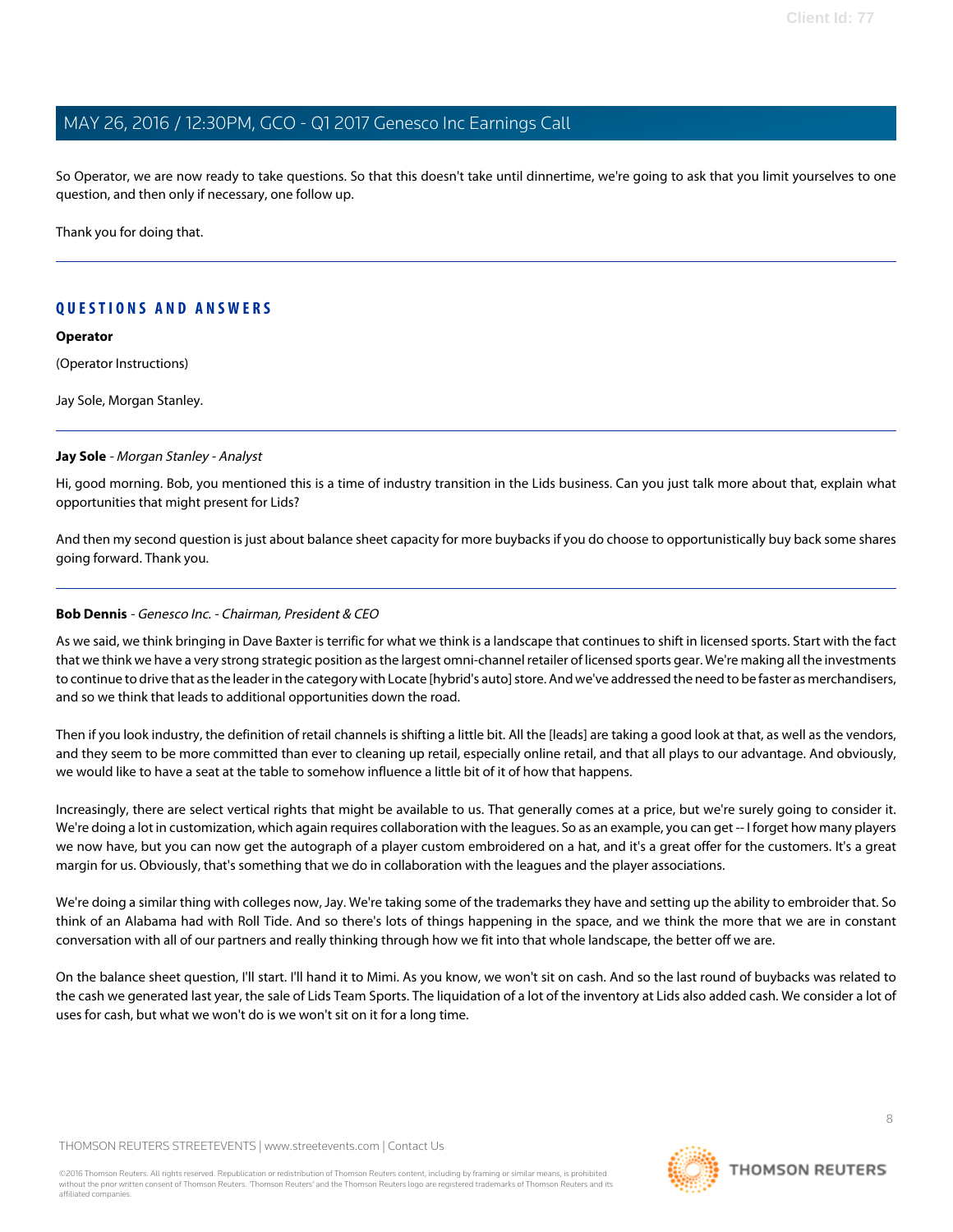So Operator, we are now ready to take questions. So that this doesn't take until dinnertime, we're going to ask that you limit yourselves to one question, and then only if necessary, one follow up.

Thank you for doing that.

---

## QUESTIONS AND ANSWERS

**Operator**

(Operator Instructions)

Jay Sole, Morgan Stanley.

---

**Jay Sole** *- Morgan Stanley - Analyst*

Hi, good morning. Bob, you mentioned this is a time of industry transition in the Lids business. Can you just talk more about that, explain what opportunities that might present for Lids?

And then my second question is just about balance sheet capacity for more buybacks if you do choose to opportunistically buy back some shares going forward. Thank you.

---

**Bob Dennis** *- Genesco Inc. - Chairman, President & CEO*

As we said, we think bringing in Dave Baxter is terrific for what we think is a landscape that continues to shift in licensed sports. Start with the fact that we think we have a very strong strategic position as the largest omni-channel retailer of licensed sports gear. We're making all the investments to continue to drive that as the leader in the category with Locate [hybrid's auto] store. And we've addressed the need to be faster as merchandisers, and so we think that leads to additional opportunities down the road.

Then if you look industry, the definition of retail channels is shifting a little bit. All the [leads] are taking a good look at that, as well as the vendors, and they seem to be more committed than ever to cleaning up retail, especially online retail, and that all plays to our advantage. And obviously, we would like to have a seat at the table to somehow influence a little bit of it of how that happens.

Increasingly, there are select vertical rights that might be available to us. That generally comes at a price, but we're surely going to consider it. We're doing a lot in customization, which again requires collaboration with the leagues. So as an example, you can get -- I forget how many players we now have, but you can now get the autograph of a player custom embroidered on a hat, and it's a great offer for the customers. It's a great margin for us. Obviously, that's something that we do in collaboration with the leagues and the player associations.

We're doing a similar thing with colleges now, Jay. We're taking some of the trademarks they have and setting up the ability to embroider that. So think of an Alabama had with Roll Tide. And so there's lots of things happening in the space, and we think the more that we are in constant conversation with all of our partners and really thinking through how we fit into that whole landscape, the better off we are.

On the balance sheet question, I'll start. I'll hand it to Mimi. As you know, we won't sit on cash. And so the last round of buybacks was related to the cash we generated last year, the sale of Lids Team Sports. The liquidation of a lot of the inventory at Lids also added cash. We consider a lot of uses for cash, but what we won't do is we won't sit on it for a long time.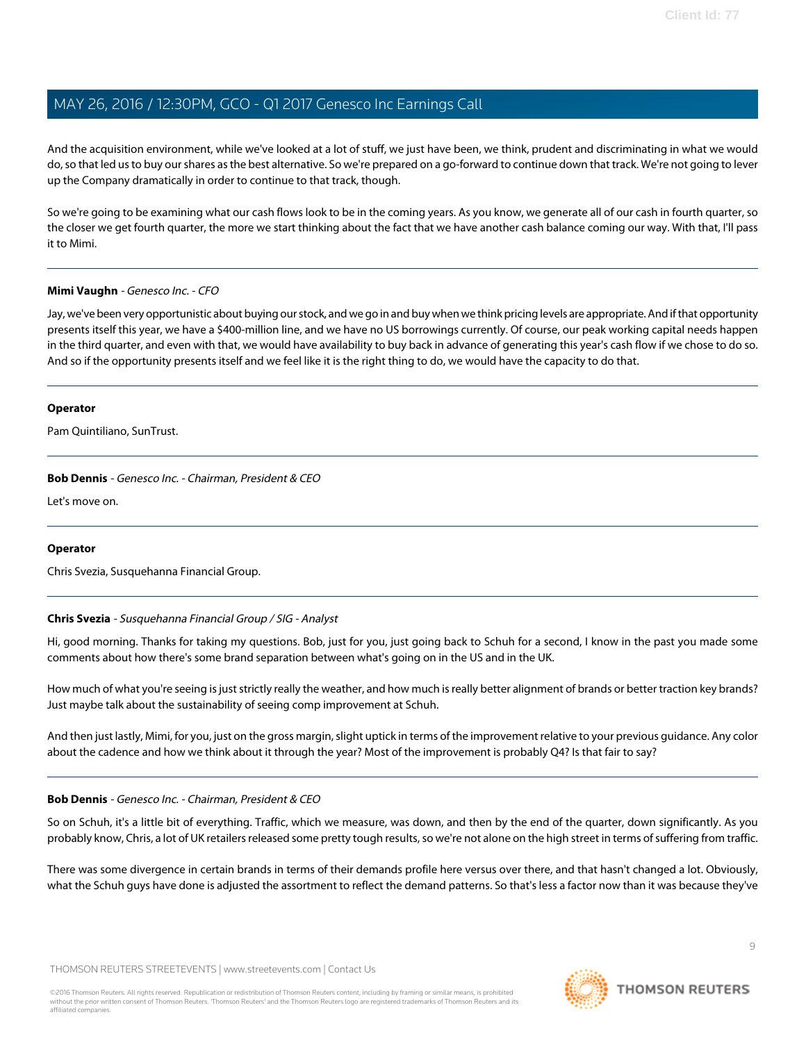And the acquisition environment, while we've looked at a lot of stuff, we just have been, we think, prudent and discriminating in what we would do, so that led us to buy our shares as the best alternative. So we're prepared on a go-forward to continue down that track. We're not going to lever up the Company dramatically in order to continue to that track, though.

So we're going to be examining what our cash flows look to be in the coming years. As you know, we generate all of our cash in fourth quarter, so the closer we get fourth quarter, the more we start thinking about the fact that we have another cash balance coming our way. With that, I'll pass it to Mimi.

---

**Mimi Vaughn** - *Genesco Inc. - CFO*

Jay, we've been very opportunistic about buying our stock, and we go in and buy when we think pricing levels are appropriate. And if that opportunity presents itself this year, we have a $400-million line, and we have no US borrowings currently. Of course, our peak working capital needs happen in the third quarter, and even with that, we would have availability to buy back in advance of generating this year's cash flow if we chose to do so. And so if the opportunity presents itself and we feel like it is the right thing to do, we would have the capacity to do that.

---

**Operator**

Pam Quintiliano, SunTrust.

---

**Bob Dennis** - *Genesco Inc. - Chairman, President & CEO*

Let's move on.

---

**Operator**

Chris Svezia, Susquehanna Financial Group.

---

**Chris Svezia** - *Susquehanna Financial Group / SIG - Analyst*

Hi, good morning. Thanks for taking my questions. Bob, just for you, just going back to Schuh for a second, I know in the past you made some comments about how there's some brand separation between what's going on in the US and in the UK.

How much of what you're seeing is just strictly really the weather, and how much is really better alignment of brands or better traction key brands? Just maybe talk about the sustainability of seeing comp improvement at Schuh.

And then just lastly, Mimi, for you, just on the gross margin, slight uptick in terms of the improvement relative to your previous guidance. Any color about the cadence and how we think about it through the year? Most of the improvement is probably Q4? Is that fair to say?

---

**Bob Dennis** - *Genesco Inc. - Chairman, President & CEO*

So on Schuh, it's a little bit of everything. Traffic, which we measure, was down, and then by the end of the quarter, down significantly. As you probably know, Chris, a lot of UK retailers released some pretty tough results, so we're not alone on the high street in terms of suffering from traffic.

There was some divergence in certain brands in terms of their demands profile here versus over there, and that hasn't changed a lot. Obviously, what the Schuh guys have done is adjusted the assortment to reflect the demand patterns. So that's less a factor now than it was because they've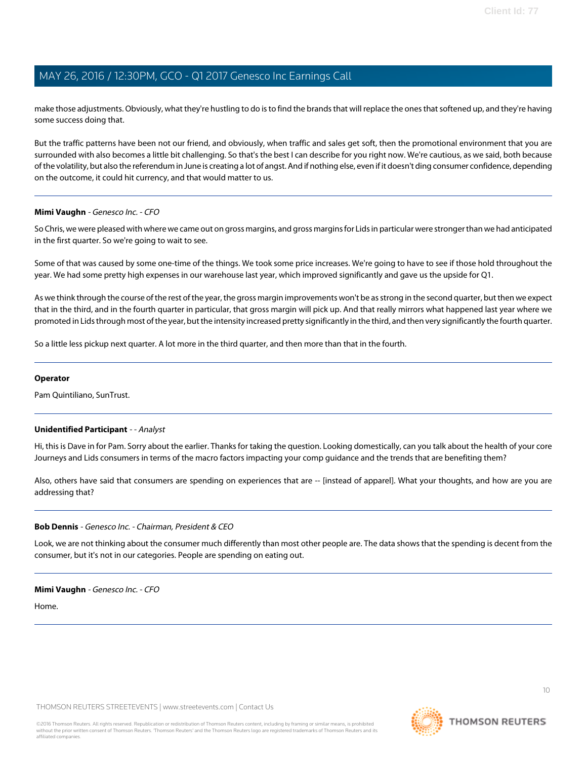make those adjustments. Obviously, what they're hustling to do is to find the brands that will replace the ones that softened up, and they're having some success doing that.

But the traffic patterns have been not our friend, and obviously, when traffic and sales get soft, then the promotional environment that you are surrounded with also becomes a little bit challenging. So that's the best I can describe for you right now. We're cautious, as we said, both because of the volatility, but also the referendum in June is creating a lot of angst. And if nothing else, even if it doesn't ding consumer confidence, depending on the outcome, it could hit currency, and that would matter to us.

---

**Mimi Vaughn** - *Genesco Inc. - CFO*

So Chris, we were pleased with where we came out on gross margins, and gross margins for Lids in particular were stronger than we had anticipated in the first quarter. So we're going to wait to see.

Some of that was caused by some one-time of the things. We took some price increases. We're going to have to see if those hold throughout the year. We had some pretty high expenses in our warehouse last year, which improved significantly and gave us the upside for Q1.

As we think through the course of the rest of the year, the gross margin improvements won't be as strong in the second quarter, but then we expect that in the third, and in the fourth quarter in particular, that gross margin will pick up. And that really mirrors what happened last year where we promoted in Lids through most of the year, but the intensity increased pretty significantly in the third, and then very significantly the fourth quarter.

So a little less pickup next quarter. A lot more in the third quarter, and then more than that in the fourth.

---

**Operator**

Pam Quintiliano, SunTrust.

---

**Unidentified Participant** - - *Analyst*

Hi, this is Dave in for Pam. Sorry about the earlier. Thanks for taking the question. Looking domestically, can you talk about the health of your core Journeys and Lids consumers in terms of the macro factors impacting your comp guidance and the trends that are benefiting them?

Also, others have said that consumers are spending on experiences that are -- [instead of apparel]. What your thoughts, and how are you are addressing that?

---

**Bob Dennis** - *Genesco Inc. - Chairman, President & CEO*

Look, we are not thinking about the consumer much differently than most other people are. The data shows that the spending is decent from the consumer, but it's not in our categories. People are spending on eating out.

---

**Mimi Vaughn** - *Genesco Inc. - CFO*

Home.

---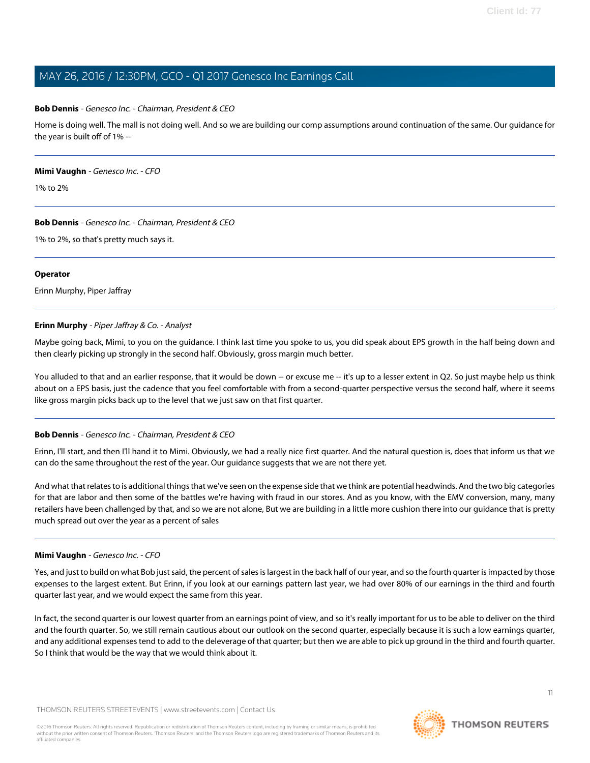**Bob Dennis** - *Genesco Inc. - Chairman, President & CEO*

Home is doing well. The mall is not doing well. And so we are building our comp assumptions around continuation of the same. Our guidance for the year is built off of 1% --

---

**Mimi Vaughn** - *Genesco Inc. - CFO*

1% to 2%

---

**Bob Dennis** - *Genesco Inc. - Chairman, President & CEO*

1% to 2%, so that's pretty much says it.

---

**Operator**

Erinn Murphy, Piper Jaffray

---

**Erinn Murphy** - *Piper Jaffray & Co. - Analyst*

Maybe going back, Mimi, to you on the guidance. I think last time you spoke to us, you did speak about EPS growth in the half being down and then clearly picking up strongly in the second half. Obviously, gross margin much better.

You alluded to that and an earlier response, that it would be down -- or excuse me -- it's up to a lesser extent in Q2. So just maybe help us think about on a EPS basis, just the cadence that you feel comfortable with from a second-quarter perspective versus the second half, where it seems like gross margin picks back up to the level that we just saw on that first quarter.

---

**Bob Dennis** - *Genesco Inc. - Chairman, President & CEO*

Erinn, I'll start, and then I'll hand it to Mimi. Obviously, we had a really nice first quarter. And the natural question is, does that inform us that we can do the same throughout the rest of the year. Our guidance suggests that we are not there yet.

And what that relates to is additional things that we've seen on the expense side that we think are potential headwinds. And the two big categories for that are labor and then some of the battles we're having with fraud in our stores. And as you know, with the EMV conversion, many, many retailers have been challenged by that, and so we are not alone, But we are building in a little more cushion there into our guidance that is pretty much spread out over the year as a percent of sales

---

**Mimi Vaughn** - *Genesco Inc. - CFO*

Yes, and just to build on what Bob just said, the percent of sales is largest in the back half of our year, and so the fourth quarter is impacted by those expenses to the largest extent. But Erinn, if you look at our earnings pattern last year, we had over 80% of our earnings in the third and fourth quarter last year, and we would expect the same from this year.

In fact, the second quarter is our lowest quarter from an earnings point of view, and so it's really important for us to be able to deliver on the third and the fourth quarter. So, we still remain cautious about our outlook on the second quarter, especially because it is such a low earnings quarter, and any additional expenses tend to add to the deleverage of that quarter; but then we are able to pick up ground in the third and fourth quarter. So I think that would be the way that we would think about it.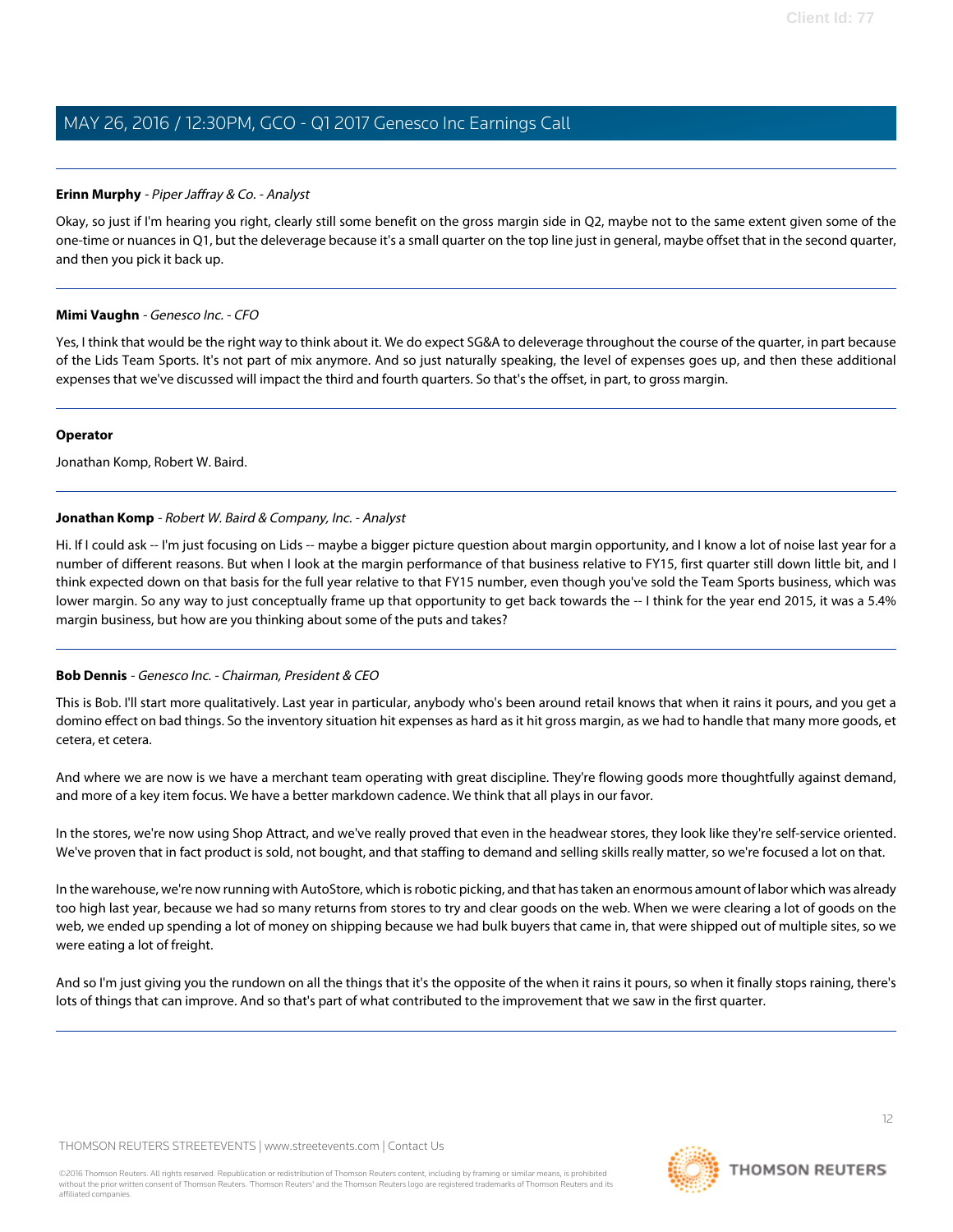**Erinn Murphy** - *Piper Jaffray & Co. - Analyst*

Okay, so just if I'm hearing you right, clearly still some benefit on the gross margin side in Q2, maybe not to the same extent given some of the one-time or nuances in Q1, but the deleverage because it's a small quarter on the top line just in general, maybe offset that in the second quarter, and then you pick it back up.

---

**Mimi Vaughn** - *Genesco Inc. - CFO*

Yes, I think that would be the right way to think about it. We do expect SG&A to deleverage throughout the course of the quarter, in part because of the Lids Team Sports. It's not part of mix anymore. And so just naturally speaking, the level of expenses goes up, and then these additional expenses that we've discussed will impact the third and fourth quarters. So that's the offset, in part, to gross margin.

---

**Operator**

Jonathan Komp, Robert W. Baird.

---

**Jonathan Komp** - *Robert W. Baird & Company, Inc. - Analyst*

Hi. If I could ask -- I'm just focusing on Lids -- maybe a bigger picture question about margin opportunity, and I know a lot of noise last year for a number of different reasons. But when I look at the margin performance of that business relative to FY15, first quarter still down little bit, and I think expected down on that basis for the full year relative to that FY15 number, even though you've sold the Team Sports business, which was lower margin. So any way to just conceptually frame up that opportunity to get back towards the -- I think for the year end 2015, it was a 5.4% margin business, but how are you thinking about some of the puts and takes?

---

**Bob Dennis** - *Genesco Inc. - Chairman, President & CEO*

This is Bob. I'll start more qualitatively. Last year in particular, anybody who's been around retail knows that when it rains it pours, and you get a domino effect on bad things. So the inventory situation hit expenses as hard as it hit gross margin, as we had to handle that many more goods, et cetera, et cetera.

And where we are now is we have a merchant team operating with great discipline. They're flowing goods more thoughtfully against demand, and more of a key item focus. We have a better markdown cadence. We think that all plays in our favor.

In the stores, we're now using Shop Attract, and we've really proved that even in the headwear stores, they look like they're self-service oriented. We've proven that in fact product is sold, not bought, and that staffing to demand and selling skills really matter, so we're focused a lot on that.

In the warehouse, we're now running with AutoStore, which is robotic picking, and that has taken an enormous amount of labor which was already too high last year, because we had so many returns from stores to try and clear goods on the web. When we were clearing a lot of goods on the web, we ended up spending a lot of money on shipping because we had bulk buyers that came in, that were shipped out of multiple sites, so we were eating a lot of freight.

And so I'm just giving you the rundown on all the things that it's the opposite of the when it rains it pours, so when it finally stops raining, there's lots of things that can improve. And so that's part of what contributed to the improvement that we saw in the first quarter.

---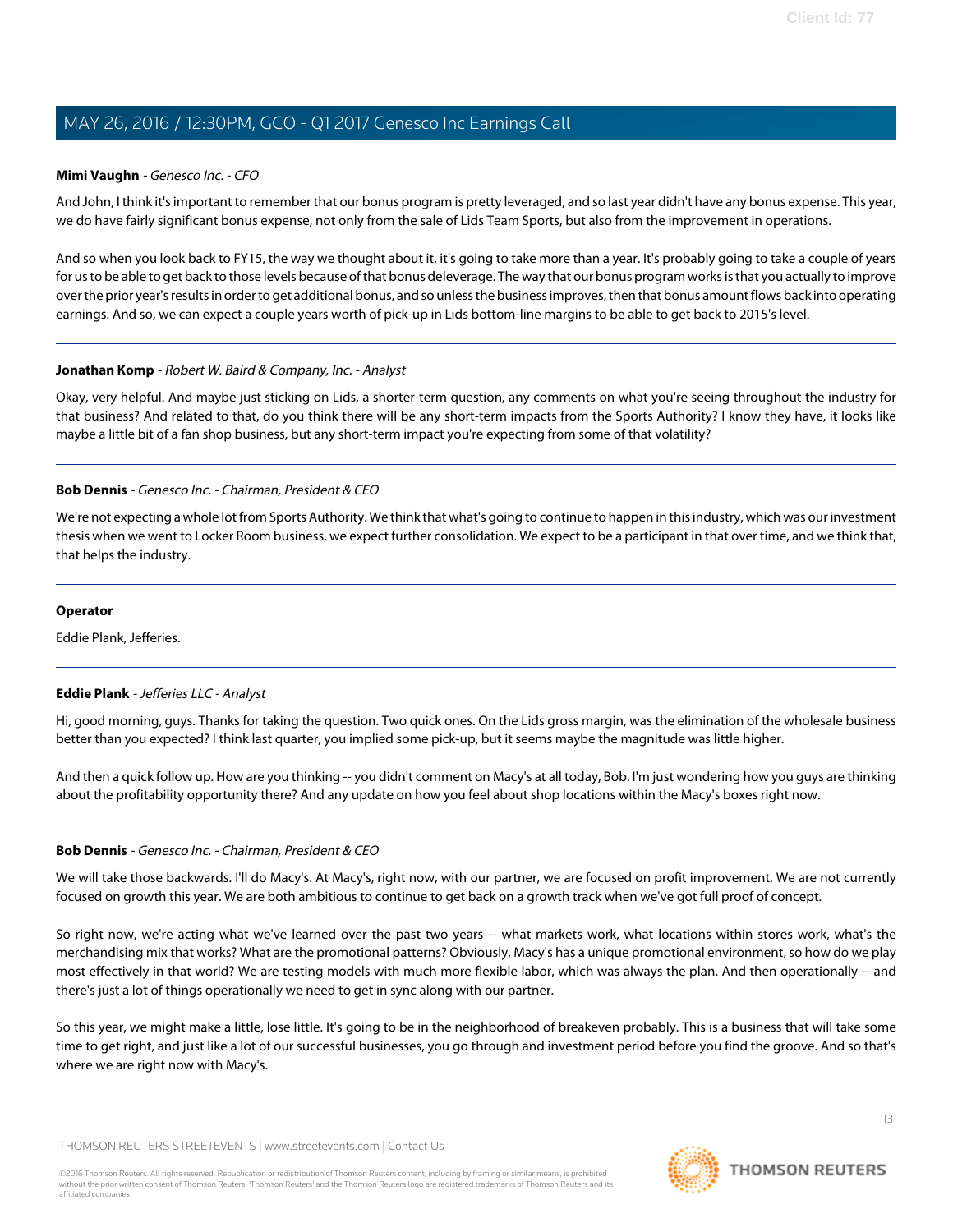**Mimi Vaughn** - *Genesco Inc. - CFO*

And John, I think it's important to remember that our bonus program is pretty leveraged, and so last year didn't have any bonus expense. This year, we do have fairly significant bonus expense, not only from the sale of Lids Team Sports, but also from the improvement in operations.

And so when you look back to FY15, the way we thought about it, it's going to take more than a year. It's probably going to take a couple of years for us to be able to get back to those levels because of that bonus deleverage. The way that our bonus program works is that you actually to improve over the prior year's results in order to get additional bonus, and so unless the business improves, then that bonus amount flows back into operating earnings. And so, we can expect a couple years worth of pick-up in Lids bottom-line margins to be able to get back to 2015's level.

---

**Jonathan Komp** - *Robert W. Baird & Company, Inc. - Analyst*

Okay, very helpful. And maybe just sticking on Lids, a shorter-term question, any comments on what you're seeing throughout the industry for that business? And related to that, do you think there will be any short-term impacts from the Sports Authority? I know they have, it looks like maybe a little bit of a fan shop business, but any short-term impact you're expecting from some of that volatility?

---

**Bob Dennis** - *Genesco Inc. - Chairman, President & CEO*

We're not expecting a whole lot from Sports Authority. We think that what's going to continue to happen in this industry, which was our investment thesis when we went to Locker Room business, we expect further consolidation. We expect to be a participant in that over time, and we think that, that helps the industry.

---

**Operator**

Eddie Plank, Jefferies.

---

**Eddie Plank** - *Jefferies LLC - Analyst*

Hi, good morning, guys. Thanks for taking the question. Two quick ones. On the Lids gross margin, was the elimination of the wholesale business better than you expected? I think last quarter, you implied some pick-up, but it seems maybe the magnitude was little higher.

And then a quick follow up. How are you thinking -- you didn't comment on Macy's at all today, Bob. I'm just wondering how you guys are thinking about the profitability opportunity there? And any update on how you feel about shop locations within the Macy's boxes right now.

---

**Bob Dennis** - *Genesco Inc. - Chairman, President & CEO*

We will take those backwards. I'll do Macy's. At Macy's, right now, with our partner, we are focused on profit improvement. We are not currently focused on growth this year. We are both ambitious to continue to get back on a growth track when we've got full proof of concept.

So right now, we're acting what we've learned over the past two years -- what markets work, what locations within stores work, what's the merchandising mix that works? What are the promotional patterns? Obviously, Macy's has a unique promotional environment, so how do we play most effectively in that world? We are testing models with much more flexible labor, which was always the plan. And then operationally -- and there's just a lot of things operationally we need to get in sync along with our partner.

So this year, we might make a little, lose little. It's going to be in the neighborhood of breakeven probably. This is a business that will take some time to get right, and just like a lot of our successful businesses, you go through and investment period before you find the groove. And so that's where we are right now with Macy's.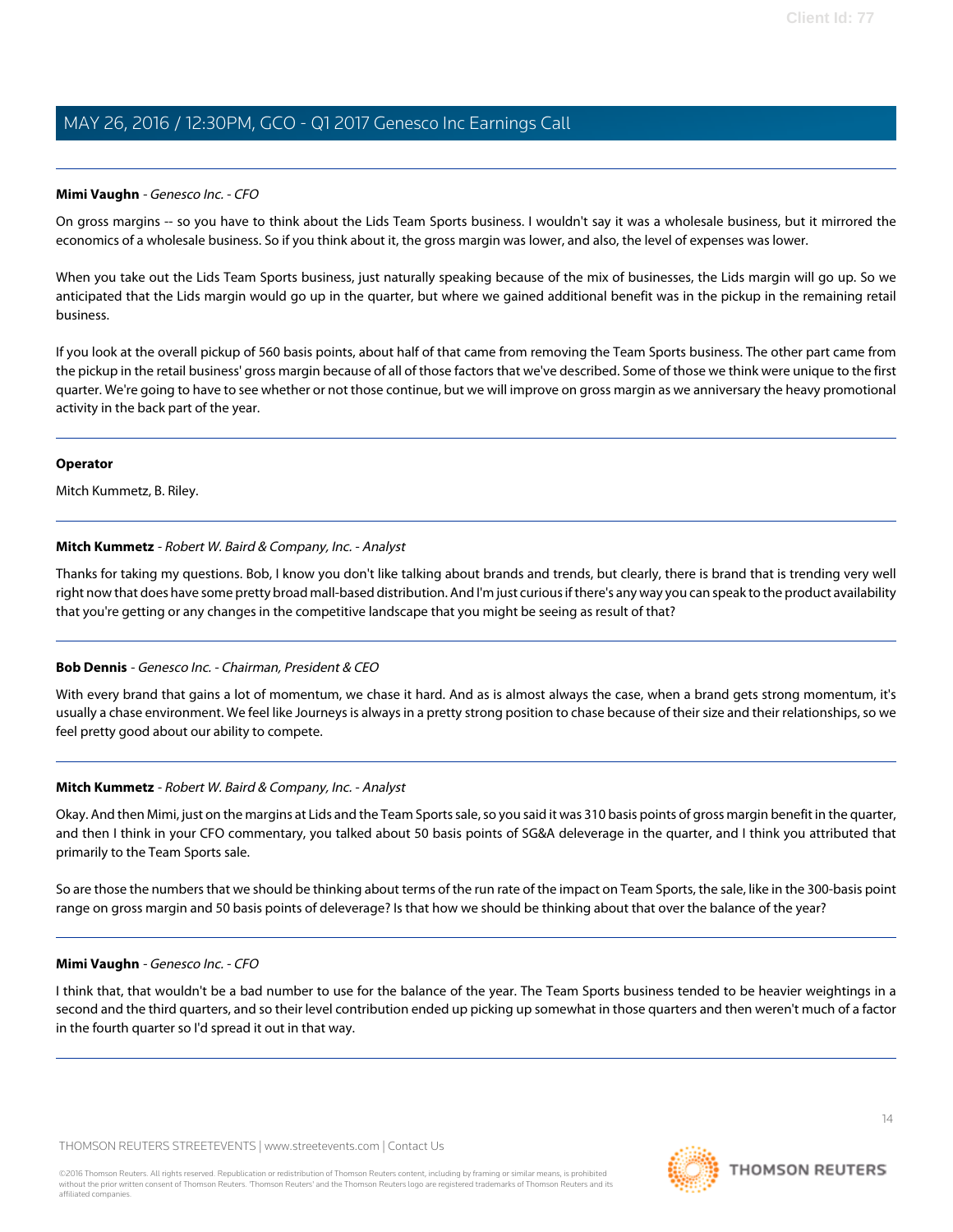**Mimi Vaughn** - *Genesco Inc. - CFO*

On gross margins -- so you have to think about the Lids Team Sports business. I wouldn't say it was a wholesale business, but it mirrored the economics of a wholesale business. So if you think about it, the gross margin was lower, and also, the level of expenses was lower.

When you take out the Lids Team Sports business, just naturally speaking because of the mix of businesses, the Lids margin will go up. So we anticipated that the Lids margin would go up in the quarter, but where we gained additional benefit was in the pickup in the remaining retail business.

If you look at the overall pickup of 560 basis points, about half of that came from removing the Team Sports business. The other part came from the pickup in the retail business' gross margin because of all of those factors that we've described. Some of those we think were unique to the first quarter. We're going to have to see whether or not those continue, but we will improve on gross margin as we anniversary the heavy promotional activity in the back part of the year.

---

**Operator**

Mitch Kummetz, B. Riley.

---

**Mitch Kummetz** - *Robert W. Baird & Company, Inc. - Analyst*

Thanks for taking my questions. Bob, I know you don't like talking about brands and trends, but clearly, there is brand that is trending very well right now that does have some pretty broad mall-based distribution. And I'm just curious if there's any way you can speak to the product availability that you're getting or any changes in the competitive landscape that you might be seeing as result of that?

---

**Bob Dennis** - *Genesco Inc. - Chairman, President & CEO*

With every brand that gains a lot of momentum, we chase it hard. And as is almost always the case, when a brand gets strong momentum, it's usually a chase environment. We feel like Journeys is always in a pretty strong position to chase because of their size and their relationships, so we feel pretty good about our ability to compete.

---

**Mitch Kummetz** - *Robert W. Baird & Company, Inc. - Analyst*

Okay. And then Mimi, just on the margins at Lids and the Team Sports sale, so you said it was 310 basis points of gross margin benefit in the quarter, and then I think in your CFO commentary, you talked about 50 basis points of SG&A deleverage in the quarter, and I think you attributed that primarily to the Team Sports sale.

So are those the numbers that we should be thinking about terms of the run rate of the impact on Team Sports, the sale, like in the 300-basis point range on gross margin and 50 basis points of deleverage? Is that how we should be thinking about that over the balance of the year?

---

**Mimi Vaughn** - *Genesco Inc. - CFO*

I think that, that wouldn't be a bad number to use for the balance of the year. The Team Sports business tended to be heavier weightings in a second and the third quarters, and so their level contribution ended up picking up somewhat in those quarters and then weren't much of a factor in the fourth quarter so I'd spread it out in that way.

---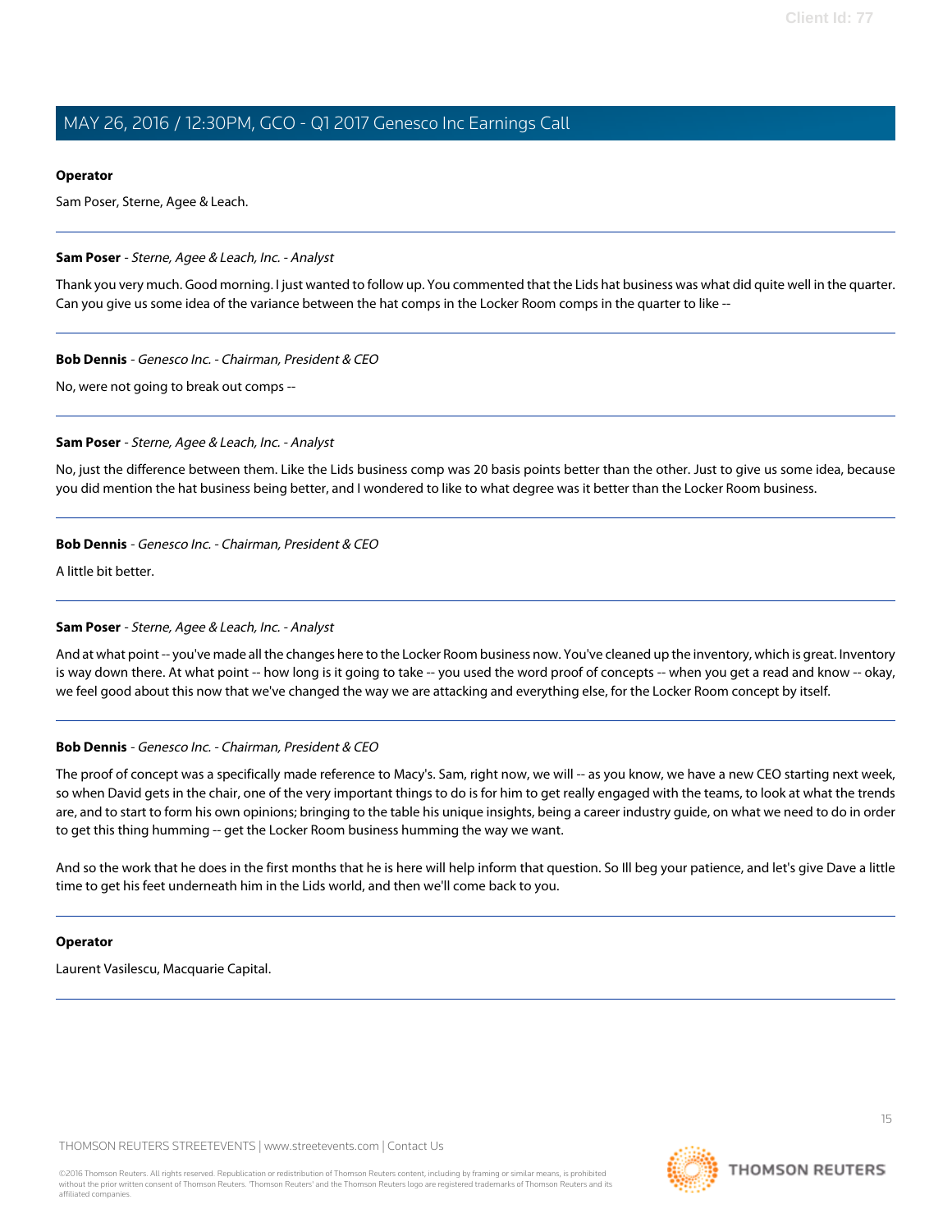**Operator**

Sam Poser, Sterne, Agee & Leach.

---

**Sam Poser** - *Sterne, Agee & Leach, Inc. - Analyst*

Thank you very much. Good morning. I just wanted to follow up. You commented that the Lids hat business was what did quite well in the quarter. Can you give us some idea of the variance between the hat comps in the Locker Room comps in the quarter to like --

---

**Bob Dennis** - *Genesco Inc. - Chairman, President & CEO*

No, were not going to break out comps --

---

**Sam Poser** - *Sterne, Agee & Leach, Inc. - Analyst*

No, just the difference between them. Like the Lids business comp was 20 basis points better than the other. Just to give us some idea, because you did mention the hat business being better, and I wondered to like to what degree was it better than the Locker Room business.

---

**Bob Dennis** - *Genesco Inc. - Chairman, President & CEO*

A little bit better.

---

**Sam Poser** - *Sterne, Agee & Leach, Inc. - Analyst*

And at what point -- you've made all the changes here to the Locker Room business now. You've cleaned up the inventory, which is great. Inventory is way down there. At what point -- how long is it going to take -- you used the word proof of concepts -- when you get a read and know -- okay, we feel good about this now that we've changed the way we are attacking and everything else, for the Locker Room concept by itself.

---

**Bob Dennis** - *Genesco Inc. - Chairman, President & CEO*

The proof of concept was a specifically made reference to Macy's. Sam, right now, we will -- as you know, we have a new CEO starting next week, so when David gets in the chair, one of the very important things to do is for him to get really engaged with the teams, to look at what the trends are, and to start to form his own opinions; bringing to the table his unique insights, being a career industry guide, on what we need to do in order to get this thing humming -- get the Locker Room business humming the way we want.

And so the work that he does in the first months that he is here will help inform that question. So Ill beg your patience, and let's give Dave a little time to get his feet underneath him in the Lids world, and then we'll come back to you.

---

**Operator**

Laurent Vasilescu, Macquarie Capital.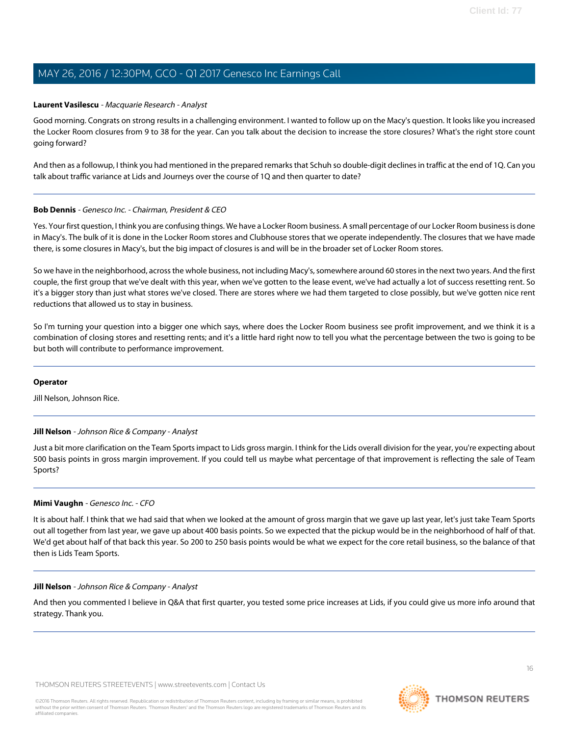**Laurent Vasilescu** - *Macquarie Research - Analyst*

Good morning. Congrats on strong results in a challenging environment. I wanted to follow up on the Macy's question. It looks like you increased the Locker Room closures from 9 to 38 for the year. Can you talk about the decision to increase the store closures? What's the right store count going forward?

And then as a followup, I think you had mentioned in the prepared remarks that Schuh so double-digit declines in traffic at the end of 1Q. Can you talk about traffic variance at Lids and Journeys over the course of 1Q and then quarter to date?

---

**Bob Dennis** - *Genesco Inc. - Chairman, President & CEO*

Yes. Your first question, I think you are confusing things. We have a Locker Room business. A small percentage of our Locker Room business is done in Macy's. The bulk of it is done in the Locker Room stores and Clubhouse stores that we operate independently. The closures that we have made there, is some closures in Macy's, but the big impact of closures is and will be in the broader set of Locker Room stores.

So we have in the neighborhood, across the whole business, not including Macy's, somewhere around 60 stores in the next two years. And the first couple, the first group that we've dealt with this year, when we've gotten to the lease event, we've had actually a lot of success resetting rent. So it's a bigger story than just what stores we've closed. There are stores where we had them targeted to close possibly, but we've gotten nice rent reductions that allowed us to stay in business.

So I'm turning your question into a bigger one which says, where does the Locker Room business see profit improvement, and we think it is a combination of closing stores and resetting rents; and it's a little hard right now to tell you what the percentage between the two is going to be but both will contribute to performance improvement.

---

**Operator**

Jill Nelson, Johnson Rice.

---

**Jill Nelson** - *Johnson Rice & Company - Analyst*

Just a bit more clarification on the Team Sports impact to Lids gross margin. I think for the Lids overall division for the year, you're expecting about 500 basis points in gross margin improvement. If you could tell us maybe what percentage of that improvement is reflecting the sale of Team Sports?

---

**Mimi Vaughn** - *Genesco Inc. - CFO*

It is about half. I think that we had said that when we looked at the amount of gross margin that we gave up last year, let's just take Team Sports out all together from last year, we gave up about 400 basis points. So we expected that the pickup would be in the neighborhood of half of that. We'd get about half of that back this year. So 200 to 250 basis points would be what we expect for the core retail business, so the balance of that then is Lids Team Sports.

---

**Jill Nelson** - *Johnson Rice & Company - Analyst*

And then you commented I believe in Q&A that first quarter, you tested some price increases at Lids, if you could give us more info around that strategy. Thank you.

---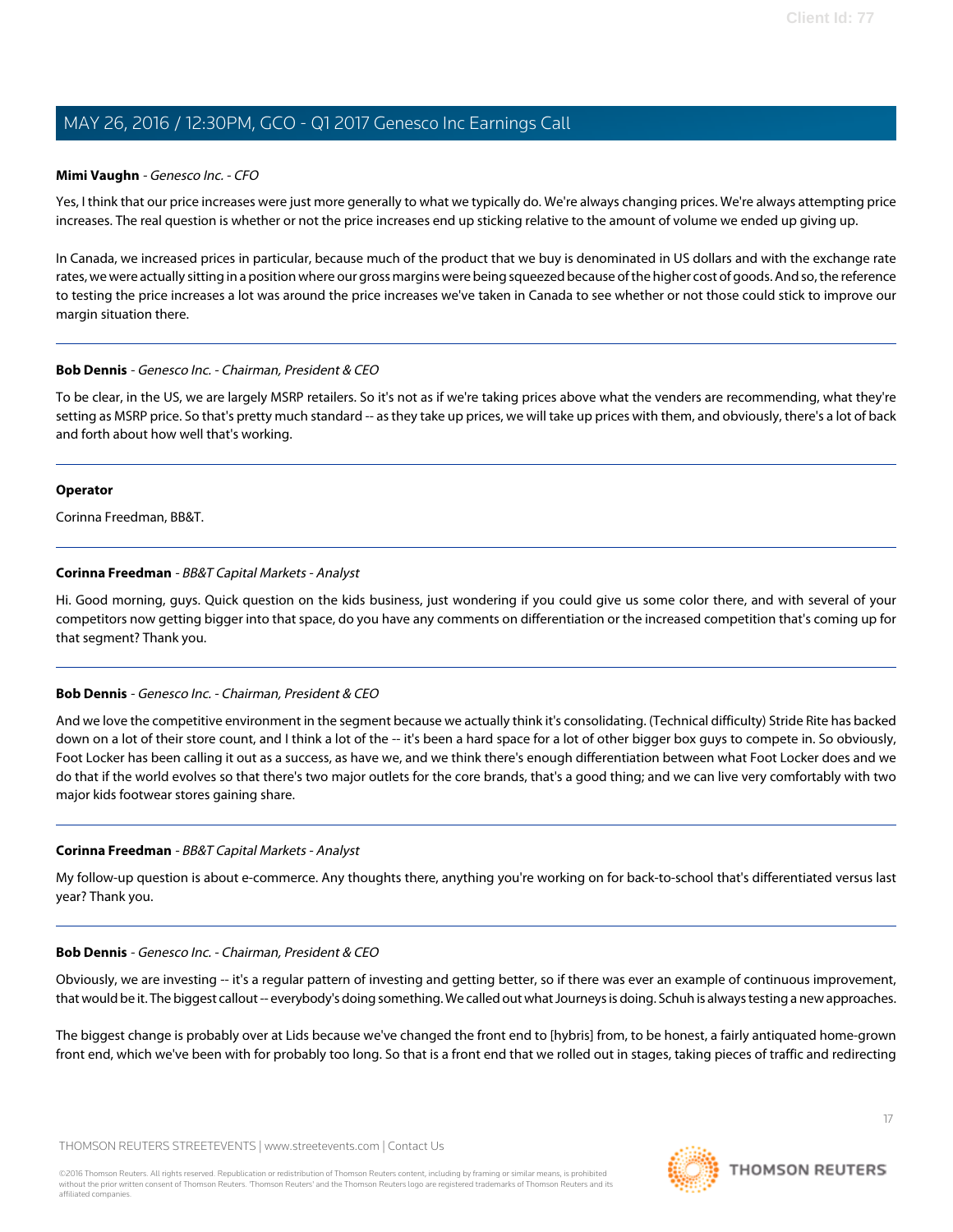**Mimi Vaughn** - *Genesco Inc. - CFO*

Yes, I think that our price increases were just more generally to what we typically do. We're always changing prices. We're always attempting price increases. The real question is whether or not the price increases end up sticking relative to the amount of volume we ended up giving up.

In Canada, we increased prices in particular, because much of the product that we buy is denominated in US dollars and with the exchange rate rates, we were actually sitting in a position where our gross margins were being squeezed because of the higher cost of goods. And so, the reference to testing the price increases a lot was around the price increases we've taken in Canada to see whether or not those could stick to improve our margin situation there.

---

**Bob Dennis** - *Genesco Inc. - Chairman, President & CEO*

To be clear, in the US, we are largely MSRP retailers. So it's not as if we're taking prices above what the venders are recommending, what they're setting as MSRP price. So that's pretty much standard -- as they take up prices, we will take up prices with them, and obviously, there's a lot of back and forth about how well that's working.

---

**Operator**

Corinna Freedman, BB&T.

---

**Corinna Freedman** - *BB&T Capital Markets - Analyst*

Hi. Good morning, guys. Quick question on the kids business, just wondering if you could give us some color there, and with several of your competitors now getting bigger into that space, do you have any comments on differentiation or the increased competition that's coming up for that segment? Thank you.

---

**Bob Dennis** - *Genesco Inc. - Chairman, President & CEO*

And we love the competitive environment in the segment because we actually think it's consolidating. (Technical difficulty) Stride Rite has backed down on a lot of their store count, and I think a lot of the -- it's been a hard space for a lot of other bigger box guys to compete in. So obviously, Foot Locker has been calling it out as a success, as have we, and we think there's enough differentiation between what Foot Locker does and we do that if the world evolves so that there's two major outlets for the core brands, that's a good thing; and we can live very comfortably with two major kids footwear stores gaining share.

---

**Corinna Freedman** - *BB&T Capital Markets - Analyst*

My follow-up question is about e-commerce. Any thoughts there, anything you're working on for back-to-school that's differentiated versus last year? Thank you.

---

**Bob Dennis** - *Genesco Inc. - Chairman, President & CEO*

Obviously, we are investing -- it's a regular pattern of investing and getting better, so if there was ever an example of continuous improvement, that would be it. The biggest callout -- everybody's doing something. We called out what Journeys is doing. Schuh is always testing a new approaches.

The biggest change is probably over at Lids because we've changed the front end to [hybris] from, to be honest, a fairly antiquated home-grown front end, which we've been with for probably too long. So that is a front end that we rolled out in stages, taking pieces of traffic and redirecting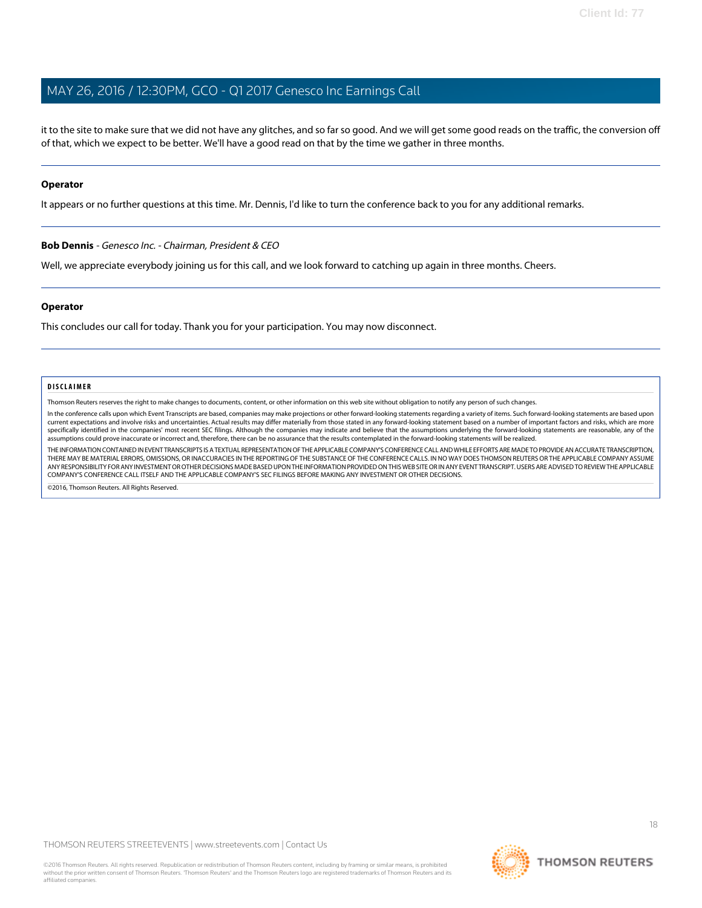it to the site to make sure that we did not have any glitches, and so far so good. And we will get some good reads on the traffic, the conversion off of that, which we expect to be better. We'll have a good read on that by the time we gather in three months.

---

**Operator**

It appears or no further questions at this time. Mr. Dennis, I'd like to turn the conference back to you for any additional remarks.

---

**Bob Dennis** - *Genesco Inc. - Chairman, President & CEO*

Well, we appreciate everybody joining us for this call, and we look forward to catching up again in three months. Cheers.

---

**Operator**

This concludes our call for today. Thank you for your participation. You may now disconnect.

---

**DISCLAIMER**

Thomson Reuters reserves the right to make changes to documents, content, or other information on this web site without obligation to notify any person of such changes.

In the conference calls upon which Event Transcripts are based, companies may make projections or other forward-looking statements regarding a variety of items. Such forward-looking statements are based upon current expectations and involve risks and uncertainties. Actual results may differ materially from those stated in any forward-looking statement based on a number of important factors and risks, which are more specifically identified in the companies' most recent SEC filings. Although the companies may indicate and believe that the assumptions underlying the forward-looking statements are reasonable, any of the assumptions could prove inaccurate or incorrect and, therefore, there can be no assurance that the results contemplated in the forward-looking statements will be realized.

THE INFORMATION CONTAINED IN EVENT TRANSCRIPTS IS A TEXTUAL REPRESENTATION OF THE APPLICABLE COMPANY'S CONFERENCE CALL AND WHILE EFFORTS ARE MADE TO PROVIDE AN ACCURATE TRANSCRIPTION, THERE MAY BE MATERIAL ERRORS, OMISSIONS, OR INACCURACIES IN THE REPORTING OF THE SUBSTANCE OF THE CONFERENCE CALLS. IN NO WAY DOES THOMSON REUTERS OR THE APPLICABLE COMPANY ASSUME ANY RESPONSIBILITY FOR ANY INVESTMENT OR OTHER DECISIONS MADE BASED UPON THE INFORMATION PROVIDED ON THIS WEB SITE OR IN ANY EVENT TRANSCRIPT. USERS ARE ADVISED TO REVIEW THE APPLICABLE COMPANY'S CONFERENCE CALL ITSELF AND THE APPLICABLE COMPANY'S SEC FILINGS BEFORE MAKING ANY INVESTMENT OR OTHER DECISIONS.

©2016, Thomson Reuters. All Rights Reserved.